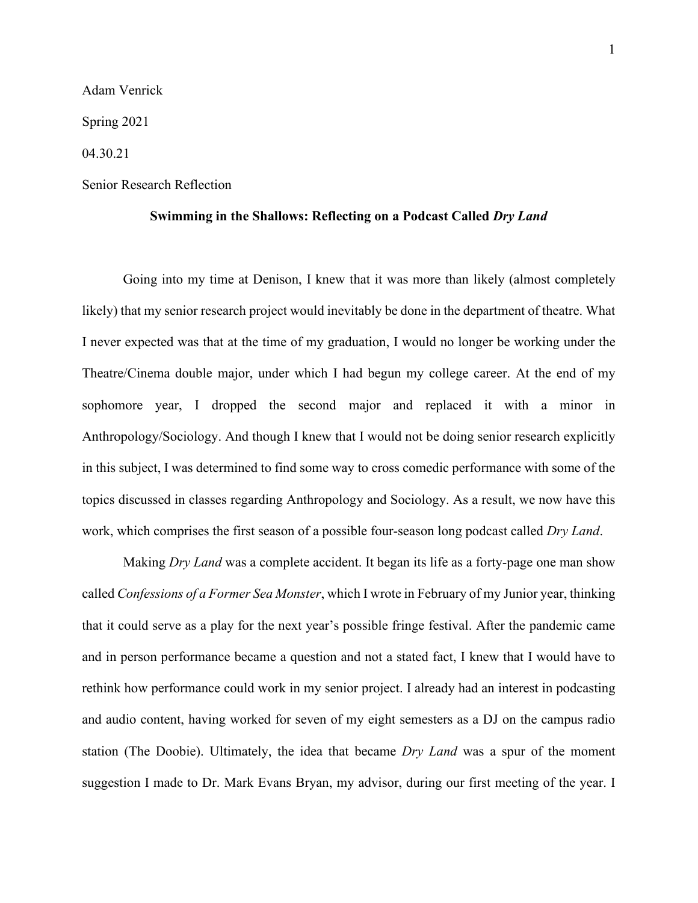Adam Venrick

Spring 2021

04.30.21

Senior Research Reflection

**Swimming in the Shallows: Reflecting on a Podcast Called *Dry Land***

Going into my time at Denison, I knew that it was more than likely (almost completely likely) that my senior research project would inevitably be done in the department of theatre. What I never expected was that at the time of my graduation, I would no longer be working under the Theatre/Cinema double major, under which I had begun my college career. At the end of my sophomore year, I dropped the second major and replaced it with a minor in Anthropology/Sociology. And though I knew that I would not be doing senior research explicitly in this subject, I was determined to find some way to cross comedic performance with some of the topics discussed in classes regarding Anthropology and Sociology. As a result, we now have this work, which comprises the first season of a possible four-season long podcast called *Dry Land*.

Making *Dry Land* was a complete accident. It began its life as a forty-page one man show called *Confessions of a Former Sea Monster*, which I wrote in February of my Junior year, thinking that it could serve as a play for the next year's possible fringe festival. After the pandemic came and in person performance became a question and not a stated fact, I knew that I would have to rethink how performance could work in my senior project. I already had an interest in podcasting and audio content, having worked for seven of my eight semesters as a DJ on the campus radio station (The Doobie). Ultimately, the idea that became *Dry Land* was a spur of the moment suggestion I made to Dr. Mark Evans Bryan, my advisor, during our first meeting of the year. I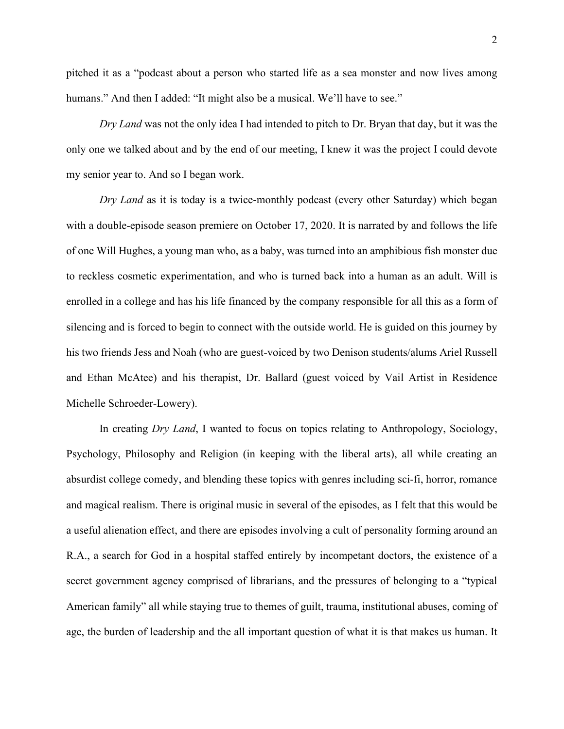pitched it as a "podcast about a person who started life as a sea monster and now lives among humans." And then I added: "It might also be a musical. We'll have to see."

*Dry Land* was not the only idea I had intended to pitch to Dr. Bryan that day, but it was the only one we talked about and by the end of our meeting, I knew it was the project I could devote my senior year to. And so I began work.

*Dry Land* as it is today is a twice-monthly podcast (every other Saturday) which began with a double-episode season premiere on October 17, 2020. It is narrated by and follows the life of one Will Hughes, a young man who, as a baby, was turned into an amphibious fish monster due to reckless cosmetic experimentation, and who is turned back into a human as an adult. Will is enrolled in a college and has his life financed by the company responsible for all this as a form of silencing and is forced to begin to connect with the outside world. He is guided on this journey by his two friends Jess and Noah (who are guest-voiced by two Denison students/alums Ariel Russell and Ethan McAtee) and his therapist, Dr. Ballard (guest voiced by Vail Artist in Residence Michelle Schroeder-Lowery).

In creating *Dry Land*, I wanted to focus on topics relating to Anthropology, Sociology, Psychology, Philosophy and Religion (in keeping with the liberal arts), all while creating an absurdist college comedy, and blending these topics with genres including sci-fi, horror, romance and magical realism. There is original music in several of the episodes, as I felt that this would be a useful alienation effect, and there are episodes involving a cult of personality forming around an R.A., a search for God in a hospital staffed entirely by incompetant doctors, the existence of a secret government agency comprised of librarians, and the pressures of belonging to a "typical American family" all while staying true to themes of guilt, trauma, institutional abuses, coming of age, the burden of leadership and the all important question of what it is that makes us human. It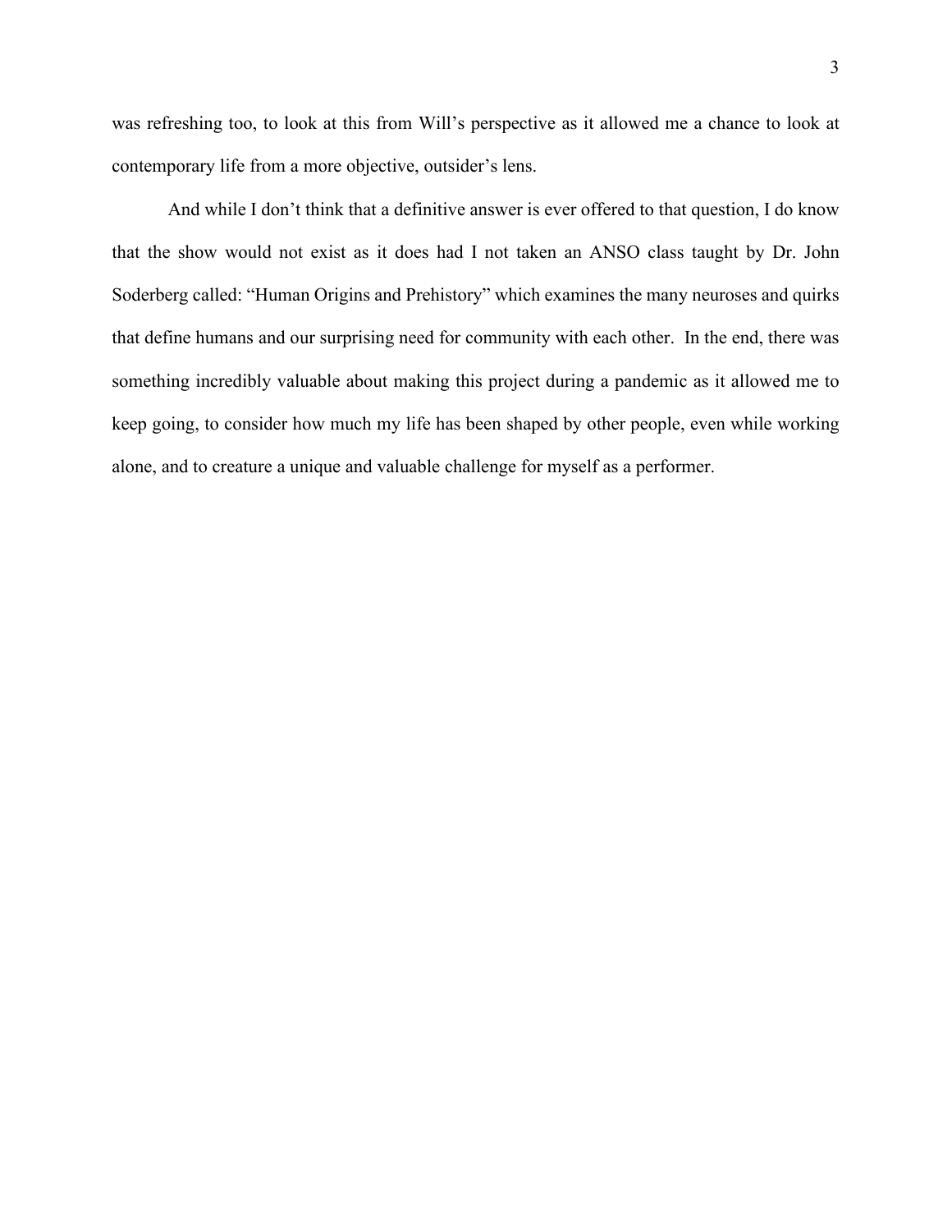was refreshing too, to look at this from Will's perspective as it allowed me a chance to look at contemporary life from a more objective, outsider's lens.

And while I don't think that a definitive answer is ever offered to that question, I do know that the show would not exist as it does had I not taken an ANSO class taught by Dr. John Soderberg called: "Human Origins and Prehistory" which examines the many neuroses and quirks that define humans and our surprising need for community with each other. In the end, there was something incredibly valuable about making this project during a pandemic as it allowed me to keep going, to consider how much my life has been shaped by other people, even while working alone, and to creature a unique and valuable challenge for myself as a performer.